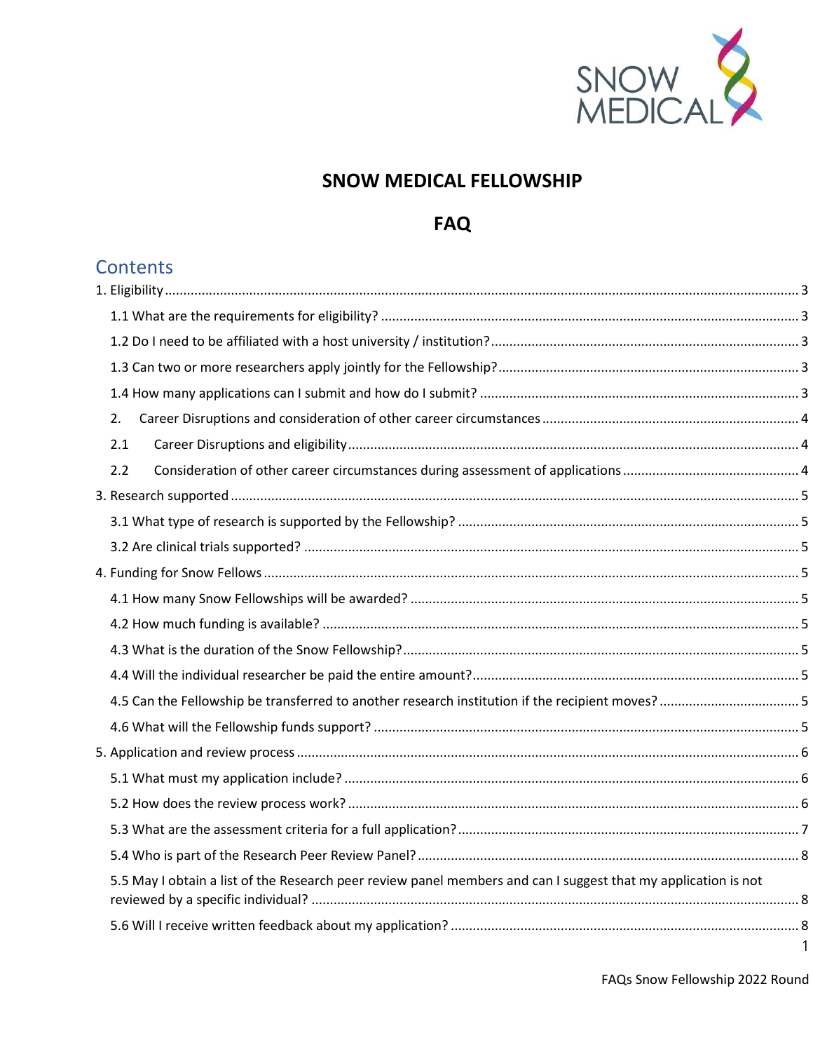# SNOW MEDICAL FELLOWSHIP

# FAQ

## Contents

1. Eligibility ..... 3
   - 1.1 What are the requirements for eligibility? ..... 3
   - 1.2 Do I need to be affiliated with a host university / institution? ..... 3
   - 1.3 Can two or more researchers apply jointly for the Fellowship? ..... 3
   - 1.4 How many applications can I submit and how do I submit? ..... 3
   - 2. Career Disruptions and consideration of other career circumstances ..... 4
   - 2.1 Career Disruptions and eligibility ..... 4
   - 2.2 Consideration of other career circumstances during assessment of applications ..... 4
3. Research supported ..... 5
   - 3.1 What type of research is supported by the Fellowship? ..... 5
   - 3.2 Are clinical trials supported? ..... 5
4. Funding for Snow Fellows ..... 5
   - 4.1 How many Snow Fellowships will be awarded? ..... 5
   - 4.2 How much funding is available? ..... 5
   - 4.3 What is the duration of the Snow Fellowship? ..... 5
   - 4.4 Will the individual researcher be paid the entire amount? ..... 5
   - 4.5 Can the Fellowship be transferred to another research institution if the recipient moves? ..... 5
   - 4.6 What will the Fellowship funds support? ..... 5
5. Application and review process ..... 6
   - 5.1 What must my application include? ..... 6
   - 5.2 How does the review process work? ..... 6
   - 5.3 What are the assessment criteria for a full application? ..... 7
   - 5.4 Who is part of the Research Peer Review Panel? ..... 8
   - 5.5 May I obtain a list of the Research peer review panel members and can I suggest that my application is not reviewed by a specific individual? ..... 8
   - 5.6 Will I receive written feedback about my application? ..... 8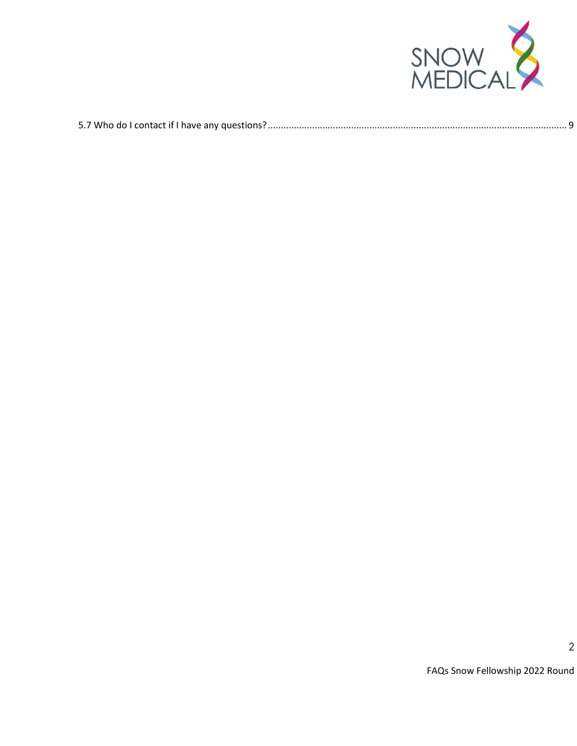5.7 Who do I contact if I have any questions?................................................................................................................ 9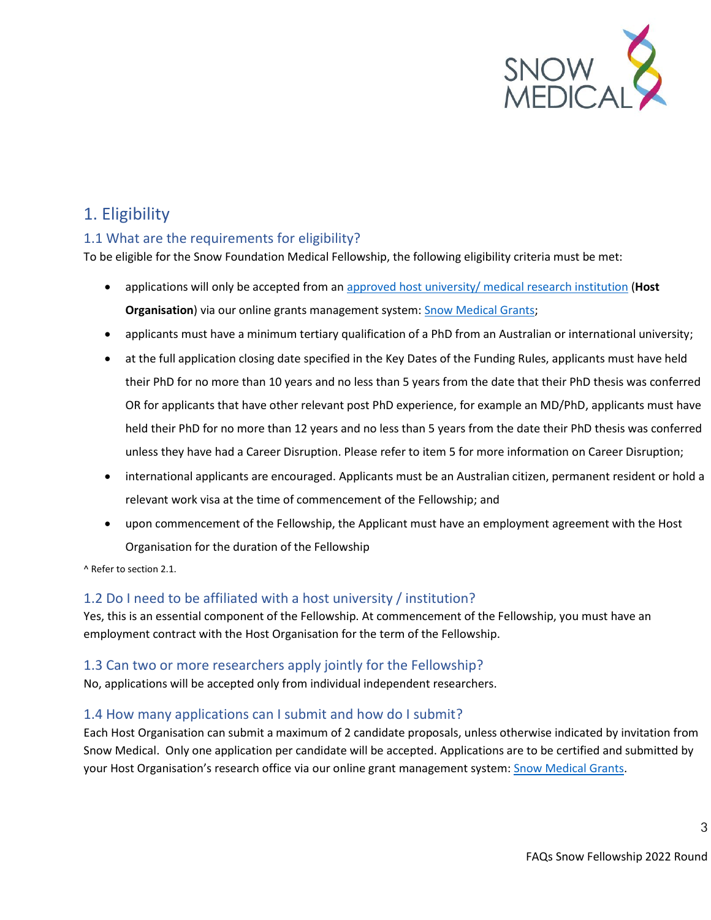# 1. Eligibility

## 1.1 What are the requirements for eligibility?

To be eligible for the Snow Foundation Medical Fellowship, the following eligibility criteria must be met:

- applications will only be accepted from an approved host university/ medical research institution (**Host Organisation**) via our online grants management system: Snow Medical Grants;
- applicants must have a minimum tertiary qualification of a PhD from an Australian or international university;
- at the full application closing date specified in the Key Dates of the Funding Rules, applicants must have held their PhD for no more than 10 years and no less than 5 years from the date that their PhD thesis was conferred OR for applicants that have other relevant post PhD experience, for example an MD/PhD, applicants must have held their PhD for no more than 12 years and no less than 5 years from the date their PhD thesis was conferred unless they have had a Career Disruption. Please refer to item 5 for more information on Career Disruption;
- international applicants are encouraged. Applicants must be an Australian citizen, permanent resident or hold a relevant work visa at the time of commencement of the Fellowship; and
- upon commencement of the Fellowship, the Applicant must have an employment agreement with the Host Organisation for the duration of the Fellowship

^ Refer to section 2.1.

## 1.2 Do I need to be affiliated with a host university / institution?

Yes, this is an essential component of the Fellowship. At commencement of the Fellowship, you must have an employment contract with the Host Organisation for the term of the Fellowship.

## 1.3 Can two or more researchers apply jointly for the Fellowship?

No, applications will be accepted only from individual independent researchers.

## 1.4 How many applications can I submit and how do I submit?

Each Host Organisation can submit a maximum of 2 candidate proposals, unless otherwise indicated by invitation from Snow Medical. Only one application per candidate will be accepted. Applications are to be certified and submitted by your Host Organisation's research office via our online grant management system: Snow Medical Grants.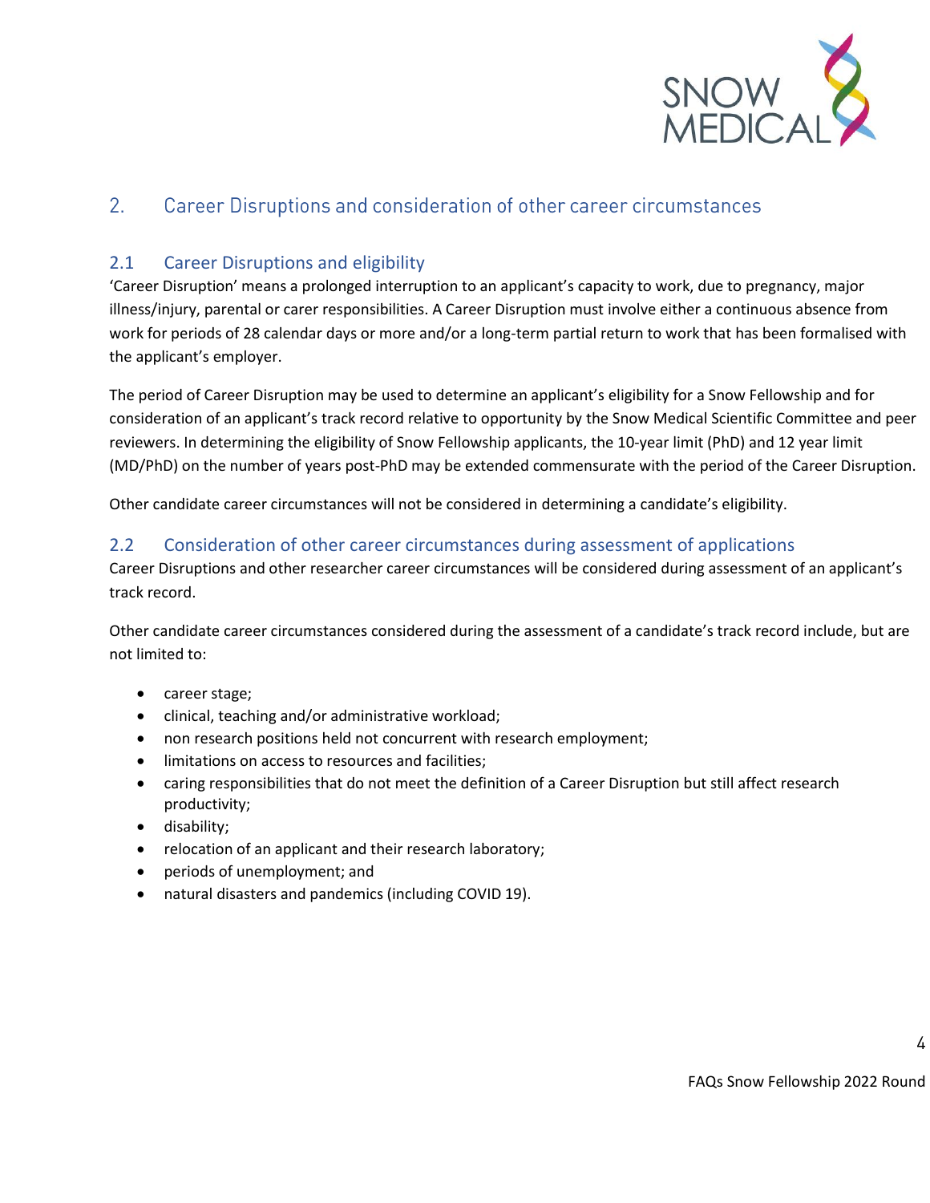## 2. Career Disruptions and consideration of other career circumstances

### 2.1 Career Disruptions and eligibility

'Career Disruption' means a prolonged interruption to an applicant's capacity to work, due to pregnancy, major illness/injury, parental or carer responsibilities. A Career Disruption must involve either a continuous absence from work for periods of 28 calendar days or more and/or a long-term partial return to work that has been formalised with the applicant's employer.

The period of Career Disruption may be used to determine an applicant's eligibility for a Snow Fellowship and for consideration of an applicant's track record relative to opportunity by the Snow Medical Scientific Committee and peer reviewers. In determining the eligibility of Snow Fellowship applicants, the 10-year limit (PhD) and 12 year limit (MD/PhD) on the number of years post-PhD may be extended commensurate with the period of the Career Disruption.

Other candidate career circumstances will not be considered in determining a candidate's eligibility.

### 2.2 Consideration of other career circumstances during assessment of applications

Career Disruptions and other researcher career circumstances will be considered during assessment of an applicant's track record.

Other candidate career circumstances considered during the assessment of a candidate's track record include, but are not limited to:

- career stage;
- clinical, teaching and/or administrative workload;
- non research positions held not concurrent with research employment;
- limitations on access to resources and facilities;
- caring responsibilities that do not meet the definition of a Career Disruption but still affect research productivity;
- disability;
- relocation of an applicant and their research laboratory;
- periods of unemployment; and
- natural disasters and pandemics (including COVID 19).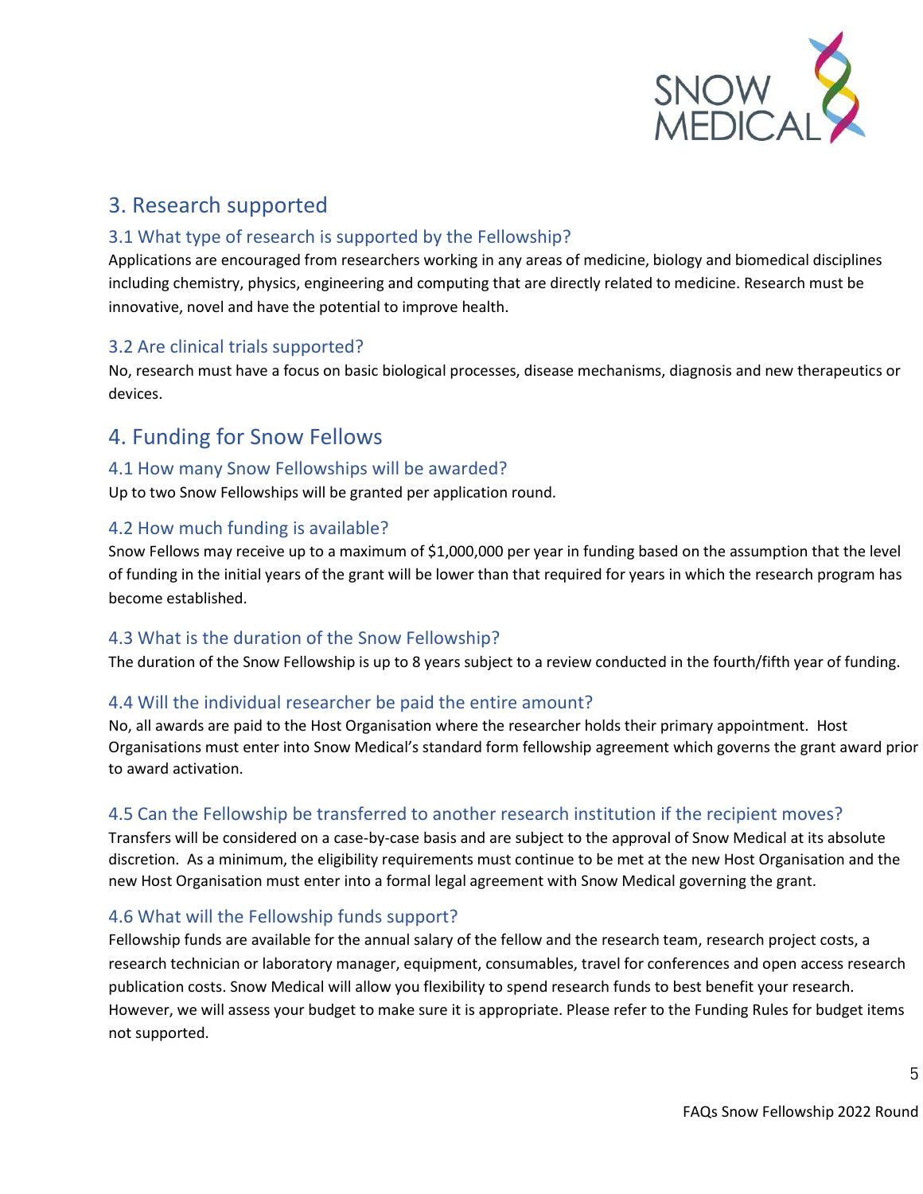## 3. Research supported

### 3.1 What type of research is supported by the Fellowship?

Applications are encouraged from researchers working in any areas of medicine, biology and biomedical disciplines including chemistry, physics, engineering and computing that are directly related to medicine. Research must be innovative, novel and have the potential to improve health.

### 3.2 Are clinical trials supported?

No, research must have a focus on basic biological processes, disease mechanisms, diagnosis and new therapeutics or devices.

## 4. Funding for Snow Fellows

### 4.1 How many Snow Fellowships will be awarded?

Up to two Snow Fellowships will be granted per application round.

### 4.2 How much funding is available?

Snow Fellows may receive up to a maximum of $1,000,000 per year in funding based on the assumption that the level of funding in the initial years of the grant will be lower than that required for years in which the research program has become established.

### 4.3 What is the duration of the Snow Fellowship?

The duration of the Snow Fellowship is up to 8 years subject to a review conducted in the fourth/fifth year of funding.

### 4.4 Will the individual researcher be paid the entire amount?

No, all awards are paid to the Host Organisation where the researcher holds their primary appointment. Host Organisations must enter into Snow Medical's standard form fellowship agreement which governs the grant award prior to award activation.

### 4.5 Can the Fellowship be transferred to another research institution if the recipient moves?

Transfers will be considered on a case-by-case basis and are subject to the approval of Snow Medical at its absolute discretion. As a minimum, the eligibility requirements must continue to be met at the new Host Organisation and the new Host Organisation must enter into a formal legal agreement with Snow Medical governing the grant.

### 4.6 What will the Fellowship funds support?

Fellowship funds are available for the annual salary of the fellow and the research team, research project costs, a research technician or laboratory manager, equipment, consumables, travel for conferences and open access research publication costs. Snow Medical will allow you flexibility to spend research funds to best benefit your research. However, we will assess your budget to make sure it is appropriate. Please refer to the Funding Rules for budget items not supported.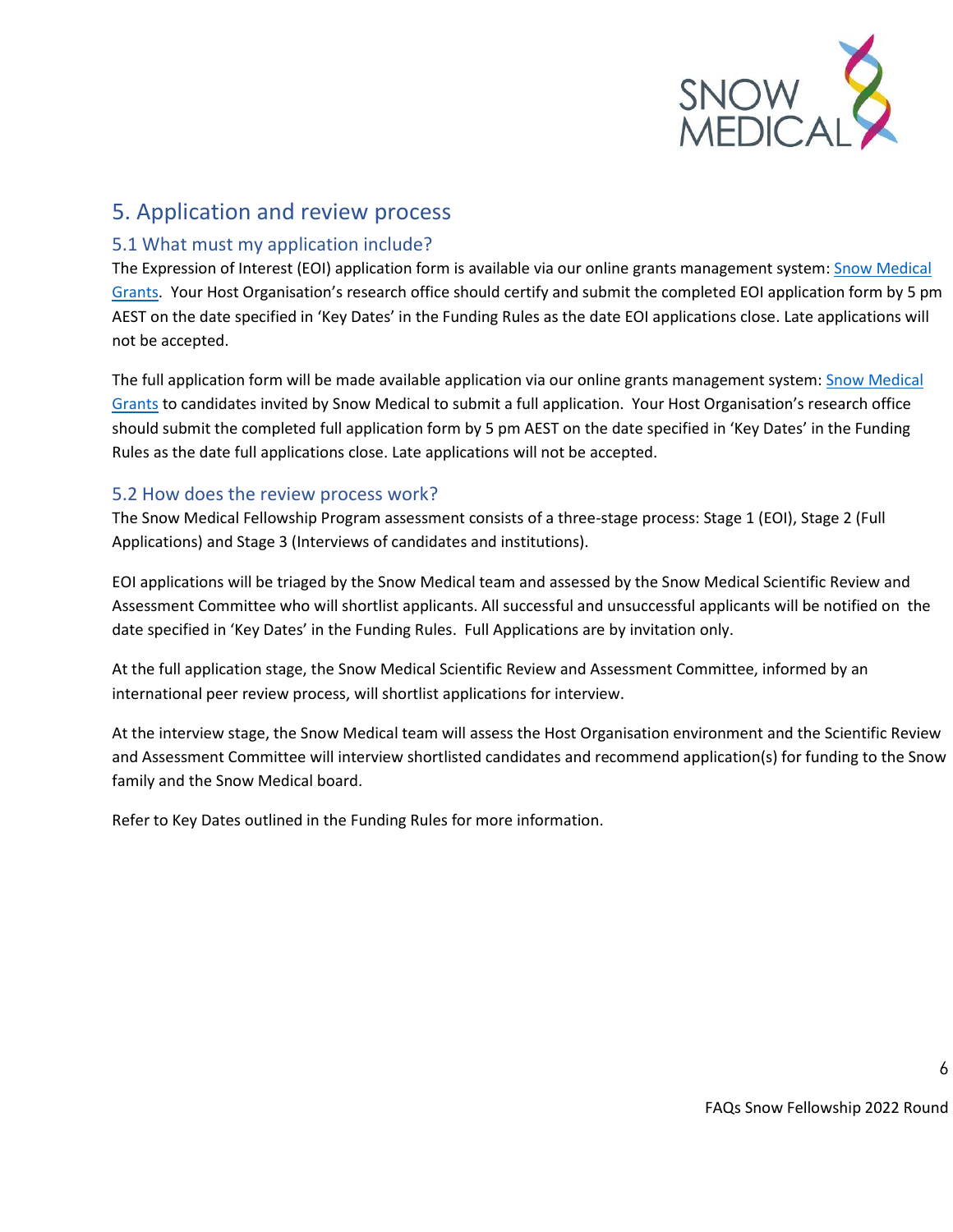## 5. Application and review process

### 5.1 What must my application include?

The Expression of Interest (EOI) application form is available via our online grants management system: Snow Medical Grants. Your Host Organisation's research office should certify and submit the completed EOI application form by 5 pm AEST on the date specified in 'Key Dates' in the Funding Rules as the date EOI applications close. Late applications will not be accepted.

The full application form will be made available application via our online grants management system: Snow Medical Grants to candidates invited by Snow Medical to submit a full application. Your Host Organisation's research office should submit the completed full application form by 5 pm AEST on the date specified in 'Key Dates' in the Funding Rules as the date full applications close. Late applications will not be accepted.

### 5.2 How does the review process work?

The Snow Medical Fellowship Program assessment consists of a three-stage process: Stage 1 (EOI), Stage 2 (Full Applications) and Stage 3 (Interviews of candidates and institutions).

EOI applications will be triaged by the Snow Medical team and assessed by the Snow Medical Scientific Review and Assessment Committee who will shortlist applicants. All successful and unsuccessful applicants will be notified on the date specified in 'Key Dates' in the Funding Rules. Full Applications are by invitation only.

At the full application stage, the Snow Medical Scientific Review and Assessment Committee, informed by an international peer review process, will shortlist applications for interview.

At the interview stage, the Snow Medical team will assess the Host Organisation environment and the Scientific Review and Assessment Committee will interview shortlisted candidates and recommend application(s) for funding to the Snow family and the Snow Medical board.

Refer to Key Dates outlined in the Funding Rules for more information.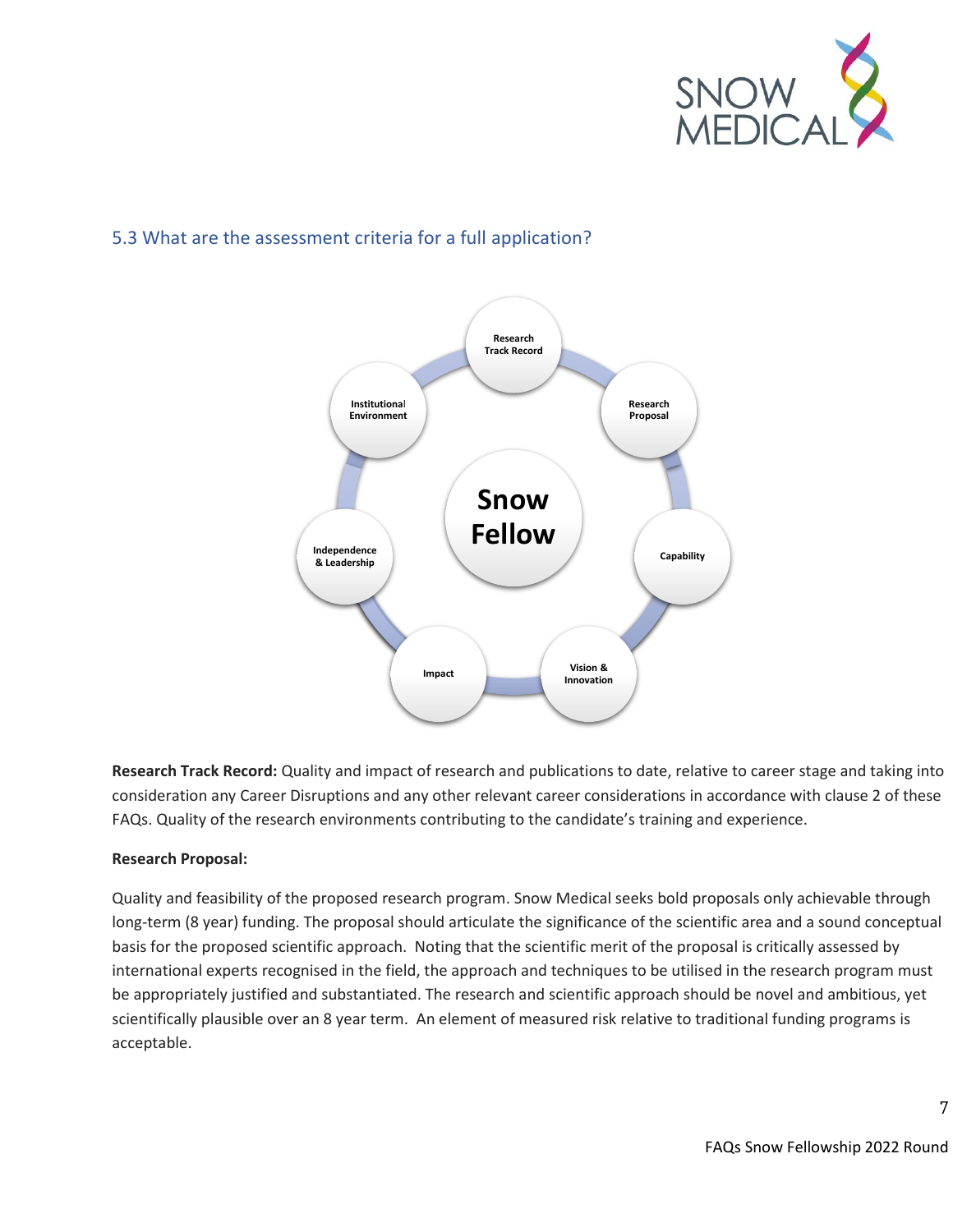### 5.3 What are the assessment criteria for a full application?

**Research Track Record:** Quality and impact of research and publications to date, relative to career stage and taking into consideration any Career Disruptions and any other relevant career considerations in accordance with clause 2 of these FAQs. Quality of the research environments contributing to the candidate's training and experience.

**Research Proposal:**

Quality and feasibility of the proposed research program. Snow Medical seeks bold proposals only achievable through long-term (8 year) funding. The proposal should articulate the significance of the scientific area and a sound conceptual basis for the proposed scientific approach. Noting that the scientific merit of the proposal is critically assessed by international experts recognised in the field, the approach and techniques to be utilised in the research program must be appropriately justified and substantiated. The research and scientific approach should be novel and ambitious, yet scientifically plausible over an 8 year term. An element of measured risk relative to traditional funding programs is acceptable.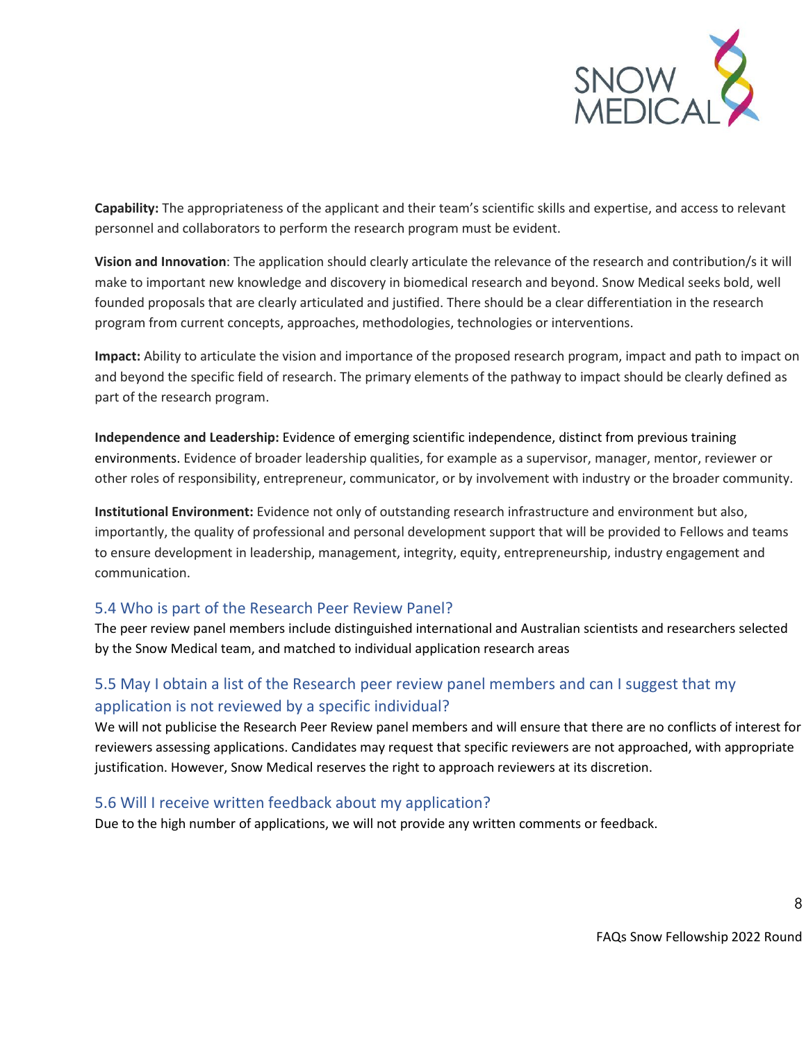**Capability:** The appropriateness of the applicant and their team's scientific skills and expertise, and access to relevant personnel and collaborators to perform the research program must be evident.

**Vision and Innovation**: The application should clearly articulate the relevance of the research and contribution/s it will make to important new knowledge and discovery in biomedical research and beyond. Snow Medical seeks bold, well founded proposals that are clearly articulated and justified. There should be a clear differentiation in the research program from current concepts, approaches, methodologies, technologies or interventions.

**Impact:** Ability to articulate the vision and importance of the proposed research program, impact and path to impact on and beyond the specific field of research. The primary elements of the pathway to impact should be clearly defined as part of the research program.

**Independence and Leadership:** Evidence of emerging scientific independence, distinct from previous training environments. Evidence of broader leadership qualities, for example as a supervisor, manager, mentor, reviewer or other roles of responsibility, entrepreneur, communicator, or by involvement with industry or the broader community.

**Institutional Environment:** Evidence not only of outstanding research infrastructure and environment but also, importantly, the quality of professional and personal development support that will be provided to Fellows and teams to ensure development in leadership, management, integrity, equity, entrepreneurship, industry engagement and communication.

## 5.4 Who is part of the Research Peer Review Panel?

The peer review panel members include distinguished international and Australian scientists and researchers selected by the Snow Medical team, and matched to individual application research areas

## 5.5 May I obtain a list of the Research peer review panel members and can I suggest that my application is not reviewed by a specific individual?

We will not publicise the Research Peer Review panel members and will ensure that there are no conflicts of interest for reviewers assessing applications. Candidates may request that specific reviewers are not approached, with appropriate justification. However, Snow Medical reserves the right to approach reviewers at its discretion.

## 5.6 Will I receive written feedback about my application?

Due to the high number of applications, we will not provide any written comments or feedback.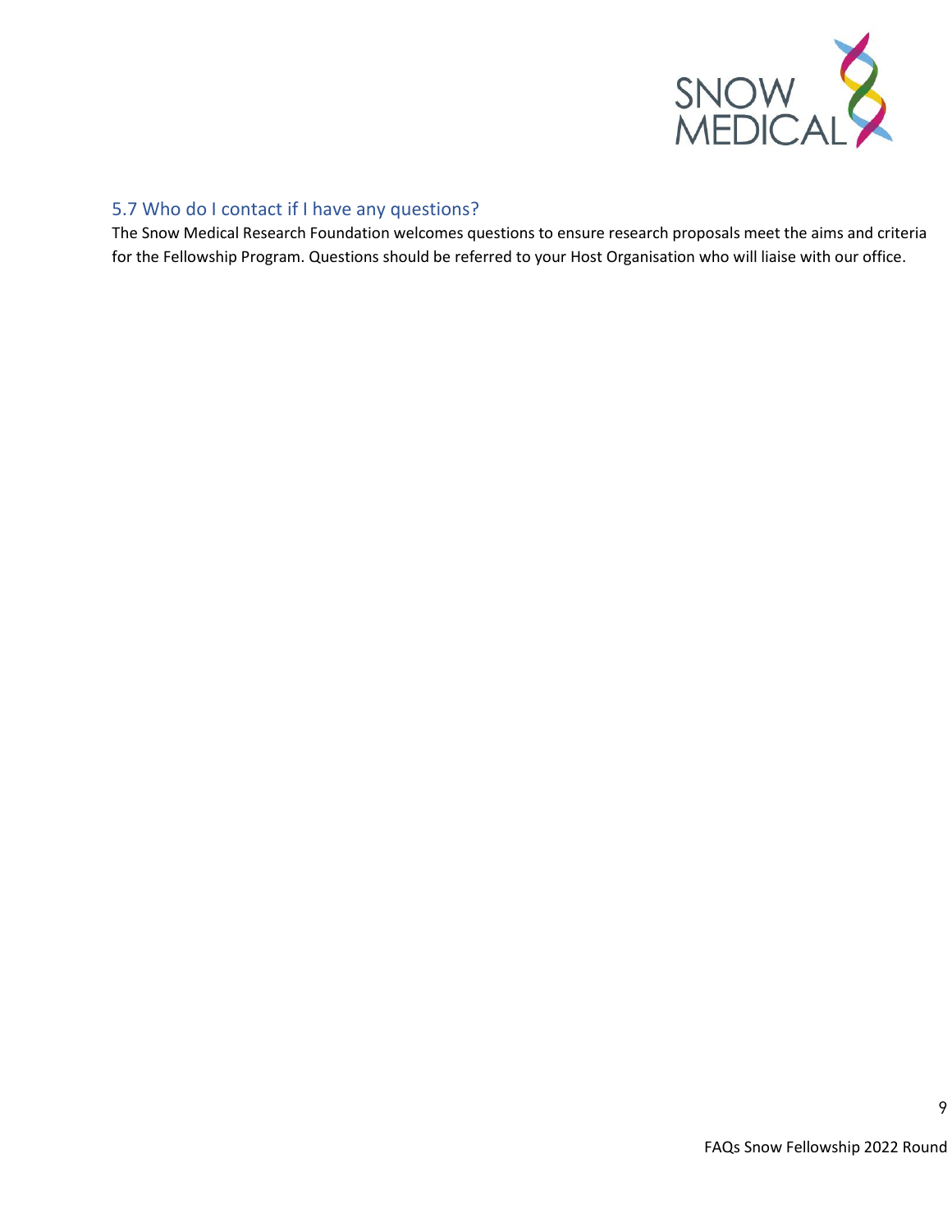## 5.7 Who do I contact if I have any questions?

The Snow Medical Research Foundation welcomes questions to ensure research proposals meet the aims and criteria for the Fellowship Program. Questions should be referred to your Host Organisation who will liaise with our office.